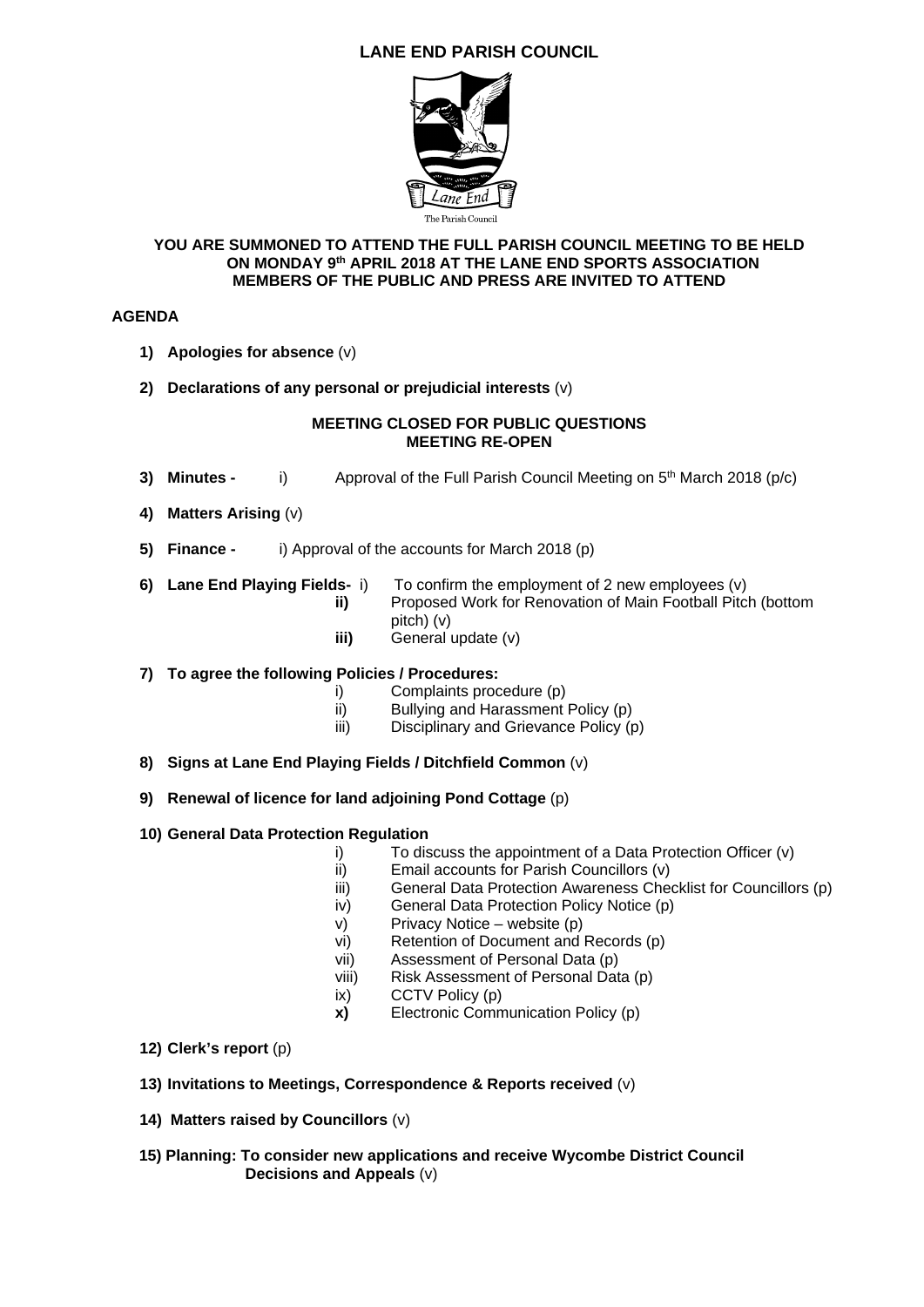# LANE END PARISH COUNCIL

The Parish Council

**YOU ARE SUMMONED TO ATTEND THE FULL PARISH COUNCIL MEETING TO BE HELD ON MONDAY 9th APRIL 2018 AT THE LANE END SPORTS ASSOCIATION MEMBERS OF THE PUBLIC AND PRESS ARE INVITED TO ATTEND**

## AGENDA

1) **Apologies for absence** (v)

2) **Declarations of any personal or prejudicial interests** (v)

**MEETING CLOSED FOR PUBLIC QUESTIONS**
**MEETING RE-OPEN**

3) **Minutes -** i) Approval of the Full Parish Council Meeting on 5th March 2018 (p/c)

4) **Matters Arising** (v)

5) **Finance -** i) Approval of the accounts for March 2018 (p)

6) **Lane End Playing Fields-**
   - i) To confirm the employment of 2 new employees (v)
   - **ii)** Proposed Work for Renovation of Main Football Pitch (bottom pitch) (v)
   - **iii)** General update (v)

7) **To agree the following Policies / Procedures:**
   - i) Complaints procedure (p)
   - ii) Bullying and Harassment Policy (p)
   - iii) Disciplinary and Grievance Policy (p)

8) **Signs at Lane End Playing Fields / Ditchfield Common** (v)

9) **Renewal of licence for land adjoining Pond Cottage** (p)

10) **General Data Protection Regulation**
   - i) To discuss the appointment of a Data Protection Officer (v)
   - ii) Email accounts for Parish Councillors (v)
   - iii) General Data Protection Awareness Checklist for Councillors (p)
   - iv) General Data Protection Policy Notice (p)
   - v) Privacy Notice – website (p)
   - vi) Retention of Document and Records (p)
   - vii) Assessment of Personal Data (p)
   - viii) Risk Assessment of Personal Data (p)
   - ix) CCTV Policy (p)
   - **x)** Electronic Communication Policy (p)

12) **Clerk's report** (p)

13) **Invitations to Meetings, Correspondence & Reports received** (v)

14) **Matters raised by Councillors** (v)

15) **Planning: To consider new applications and receive Wycombe District Council Decisions and Appeals** (v)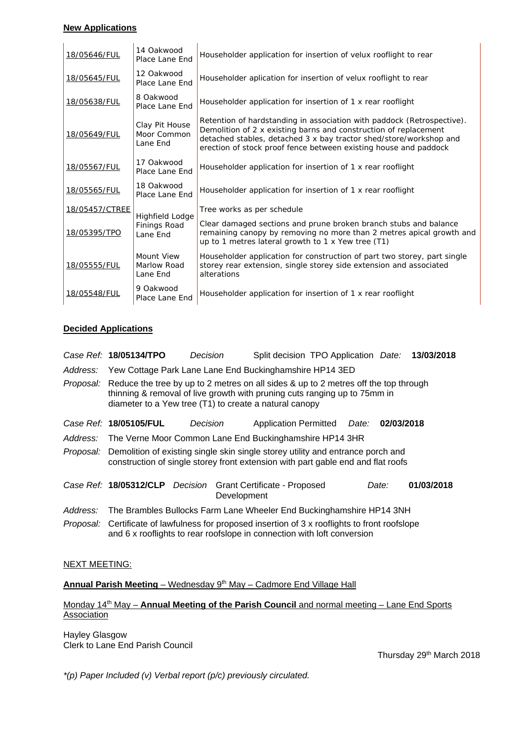**New Applications**

| | | |
|---|---|---|
| 18/05646/FUL | 14 Oakwood Place Lane End | Householder application for insertion of velux rooflight to rear |
| 18/05645/FUL | 12 Oakwood Place Lane End | Householder aplication for insertion of velux rooflight to rear |
| 18/05638/FUL | 8 Oakwood Place Lane End | Householder application for insertion of 1 x rear rooflight |
| 18/05649/FUL | Clay Pit House Moor Common Lane End | Retention of hardstanding in association with paddock (Retrospective). Demolition of 2 x existing barns and construction of replacement detached stables, detached 3 x bay tractor shed/store/workshop and erection of stock proof fence between existing house and paddock |
| 18/05567/FUL | 17 Oakwood Place Lane End | Householder application for insertion of 1 x rear rooflight |
| 18/05565/FUL | 18 Oakwood Place Lane End | Householder application for insertion of 1 x rear rooflight |
| 18/05457/CTREE | Highfield Lodge Finings Road Lane End | Tree works as per schedule |
| 18/05395/TPO | Highfield Lodge Finings Road Lane End | Clear damaged sections and prune broken branch stubs and balance remaining canopy by removing no more than 2 metres apical growth and up to 1 metres lateral growth to 1 x Yew tree (T1) |
| 18/05555/FUL | Mount View Marlow Road Lane End | Householder application for construction of part two storey, part single storey rear extension, single storey side extension and associated alterations |
| 18/05548/FUL | 9 Oakwood Place Lane End | Householder application for insertion of 1 x rear rooflight |

**Decided Applications**

*Case Ref:* **18/05134/TPO** *Decision* Split decision TPO Application *Date:* **13/03/2018**

*Address:* Yew Cottage Park Lane Lane End Buckinghamshire HP14 3ED

*Proposal:* Reduce the tree by up to 2 metres on all sides & up to 2 metres off the top through thinning & removal of live growth with pruning cuts ranging up to 75mm in diameter to a Yew tree (T1) to create a natural canopy

*Case Ref:* **18/05105/FUL** *Decision* Application Permitted *Date:* **02/03/2018**

*Address:* The Verne Moor Common Lane End Buckinghamshire HP14 3HR

*Proposal:* Demolition of existing single skin single storey utility and entrance porch and construction of single storey front extension with part gable end and flat roofs

*Case Ref:* **18/05312/CLP** *Decision* Grant Certificate - Proposed Development *Date:* **01/03/2018**

*Address:* The Brambles Bullocks Farm Lane Wheeler End Buckinghamshire HP14 3NH

*Proposal:* Certificate of lawfulness for proposed insertion of 3 x rooflights to front roofslope and 6 x rooflights to rear roofslope in connection with loft conversion

NEXT MEETING:

**Annual Parish Meeting** – Wednesday 9th May – Cadmore End Village Hall

Monday 14th May – **Annual Meeting of the Parish Council** and normal meeting – Lane End Sports Association

Hayley Glasgow
Clerk to Lane End Parish Council

Thursday 29th March 2018

*\*(p) Paper Included (v) Verbal report (p/c) previously circulated.*